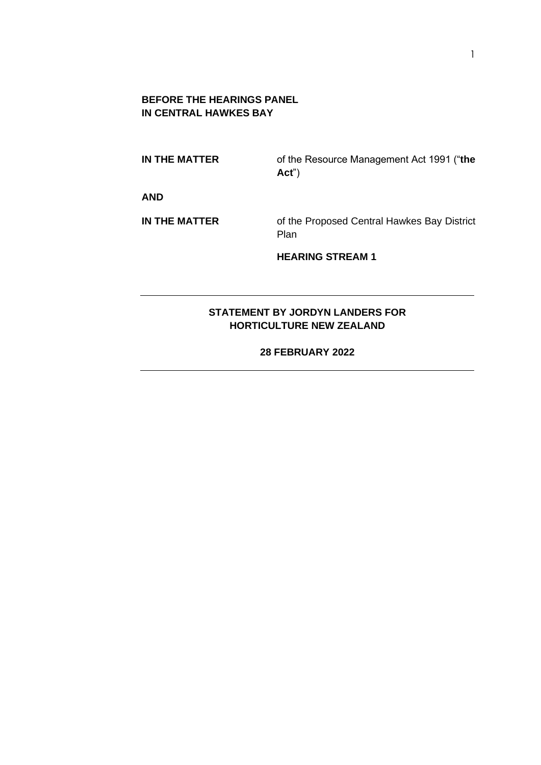**BEFORE THE HEARINGS PANEL**
**IN CENTRAL HAWKES BAY**

| | |
|---|---|
| **IN THE MATTER** | of the Resource Management Act 1991 ("**the Act**") |
| **AND** | |
| **IN THE MATTER** | of the Proposed Central Hawkes Bay District Plan |
| | **HEARING STREAM 1** |

---

**STATEMENT BY JORDYN LANDERS FOR HORTICULTURE NEW ZEALAND**

**28 FEBRUARY 2022**

---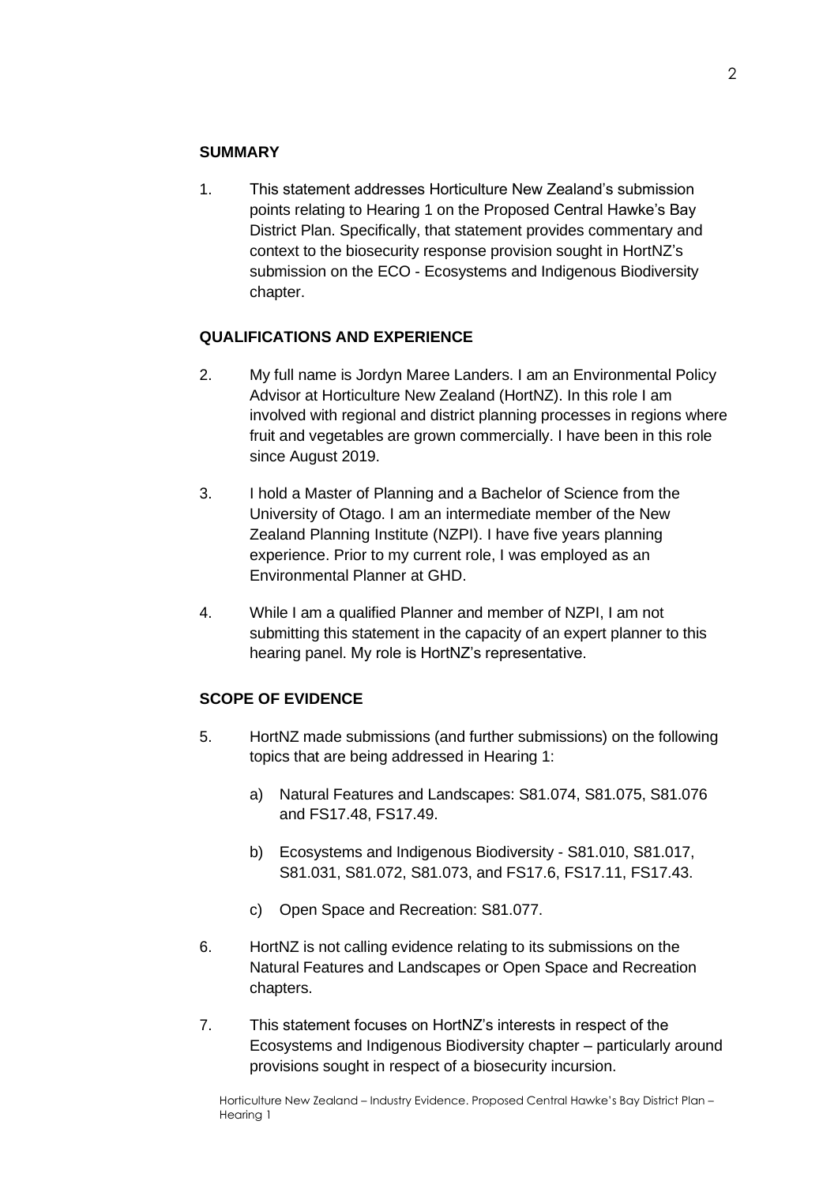## SUMMARY

1. This statement addresses Horticulture New Zealand's submission points relating to Hearing 1 on the Proposed Central Hawke's Bay District Plan. Specifically, that statement provides commentary and context to the biosecurity response provision sought in HortNZ's submission on the ECO - Ecosystems and Indigenous Biodiversity chapter.

## QUALIFICATIONS AND EXPERIENCE

2. My full name is Jordyn Maree Landers. I am an Environmental Policy Advisor at Horticulture New Zealand (HortNZ). In this role I am involved with regional and district planning processes in regions where fruit and vegetables are grown commercially. I have been in this role since August 2019.

3. I hold a Master of Planning and a Bachelor of Science from the University of Otago. I am an intermediate member of the New Zealand Planning Institute (NZPI). I have five years planning experience. Prior to my current role, I was employed as an Environmental Planner at GHD.

4. While I am a qualified Planner and member of NZPI, I am not submitting this statement in the capacity of an expert planner to this hearing panel. My role is HortNZ's representative.

## SCOPE OF EVIDENCE

5. HortNZ made submissions (and further submissions) on the following topics that are being addressed in Hearing 1:

   a) Natural Features and Landscapes: S81.074, S81.075, S81.076 and FS17.48, FS17.49.

   b) Ecosystems and Indigenous Biodiversity - S81.010, S81.017, S81.031, S81.072, S81.073, and FS17.6, FS17.11, FS17.43.

   c) Open Space and Recreation: S81.077.

6. HortNZ is not calling evidence relating to its submissions on the Natural Features and Landscapes or Open Space and Recreation chapters.

7. This statement focuses on HortNZ's interests in respect of the Ecosystems and Indigenous Biodiversity chapter – particularly around provisions sought in respect of a biosecurity incursion.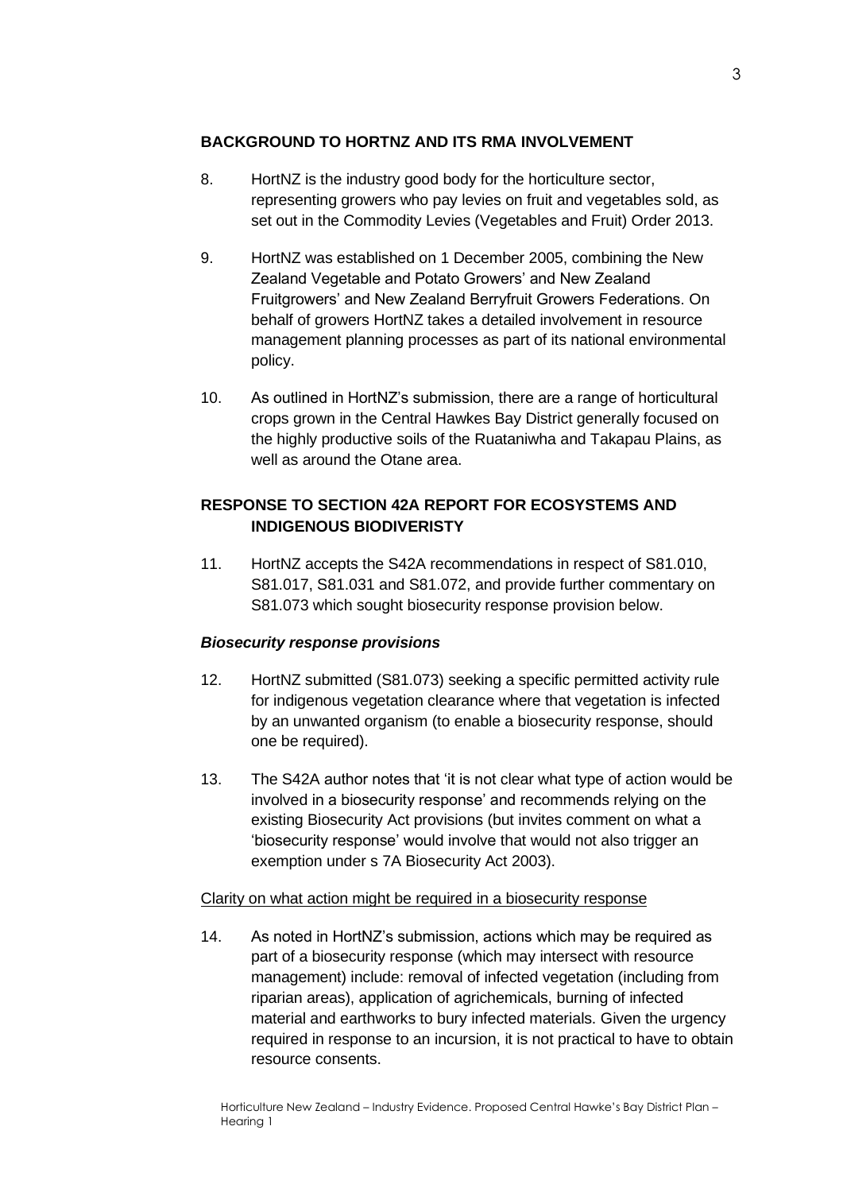## BACKGROUND TO HORTNZ AND ITS RMA INVOLVEMENT

8. HortNZ is the industry good body for the horticulture sector, representing growers who pay levies on fruit and vegetables sold, as set out in the Commodity Levies (Vegetables and Fruit) Order 2013.

9. HortNZ was established on 1 December 2005, combining the New Zealand Vegetable and Potato Growers' and New Zealand Fruitgrowers' and New Zealand Berryfruit Growers Federations. On behalf of growers HortNZ takes a detailed involvement in resource management planning processes as part of its national environmental policy.

10. As outlined in HortNZ's submission, there are a range of horticultural crops grown in the Central Hawkes Bay District generally focused on the highly productive soils of the Ruataniwha and Takapau Plains, as well as around the Otane area.

## RESPONSE TO SECTION 42A REPORT FOR ECOSYSTEMS AND INDIGENOUS BIODIVERISTY

11. HortNZ accepts the S42A recommendations in respect of S81.010, S81.017, S81.031 and S81.072, and provide further commentary on S81.073 which sought biosecurity response provision below.

### *Biosecurity response provisions*

12. HortNZ submitted (S81.073) seeking a specific permitted activity rule for indigenous vegetation clearance where that vegetation is infected by an unwanted organism (to enable a biosecurity response, should one be required).

13. The S42A author notes that 'it is not clear what type of action would be involved in a biosecurity response' and recommends relying on the existing Biosecurity Act provisions (but invites comment on what a 'biosecurity response' would involve that would not also trigger an exemption under s 7A Biosecurity Act 2003).

<u>Clarity on what action might be required in a biosecurity response</u>

14. As noted in HortNZ's submission, actions which may be required as part of a biosecurity response (which may intersect with resource management) include: removal of infected vegetation (including from riparian areas), application of agrichemicals, burning of infected material and earthworks to bury infected materials. Given the urgency required in response to an incursion, it is not practical to have to obtain resource consents.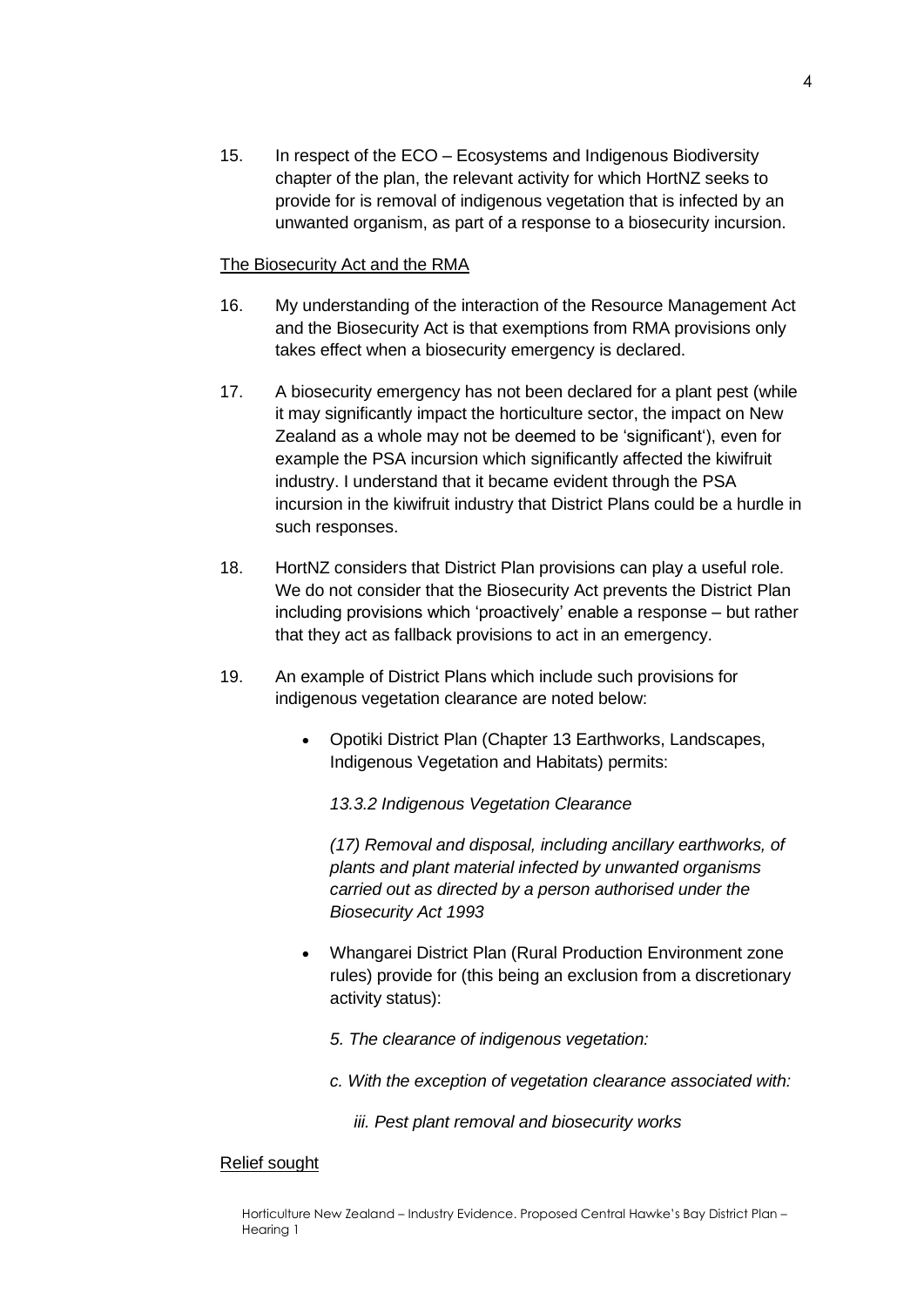15. In respect of the ECO – Ecosystems and Indigenous Biodiversity chapter of the plan, the relevant activity for which HortNZ seeks to provide for is removal of indigenous vegetation that is infected by an unwanted organism, as part of a response to a biosecurity incursion.

<u>The Biosecurity Act and the RMA</u>

16. My understanding of the interaction of the Resource Management Act and the Biosecurity Act is that exemptions from RMA provisions only takes effect when a biosecurity emergency is declared.

17. A biosecurity emergency has not been declared for a plant pest (while it may significantly impact the horticulture sector, the impact on New Zealand as a whole may not be deemed to be 'significant'), even for example the PSA incursion which significantly affected the kiwifruit industry. I understand that it became evident through the PSA incursion in the kiwifruit industry that District Plans could be a hurdle in such responses.

18. HortNZ considers that District Plan provisions can play a useful role. We do not consider that the Biosecurity Act prevents the District Plan including provisions which 'proactively' enable a response – but rather that they act as fallback provisions to act in an emergency.

19. An example of District Plans which include such provisions for indigenous vegetation clearance are noted below:

    - Opotiki District Plan (Chapter 13 Earthworks, Landscapes, Indigenous Vegetation and Habitats) permits:

      *13.3.2 Indigenous Vegetation Clearance*

      *(17) Removal and disposal, including ancillary earthworks, of plants and plant material infected by unwanted organisms carried out as directed by a person authorised under the Biosecurity Act 1993*

    - Whangarei District Plan (Rural Production Environment zone rules) provide for (this being an exclusion from a discretionary activity status):

      *5. The clearance of indigenous vegetation:*

      *c. With the exception of vegetation clearance associated with:*

      *iii. Pest plant removal and biosecurity works*

<u>Relief sought</u>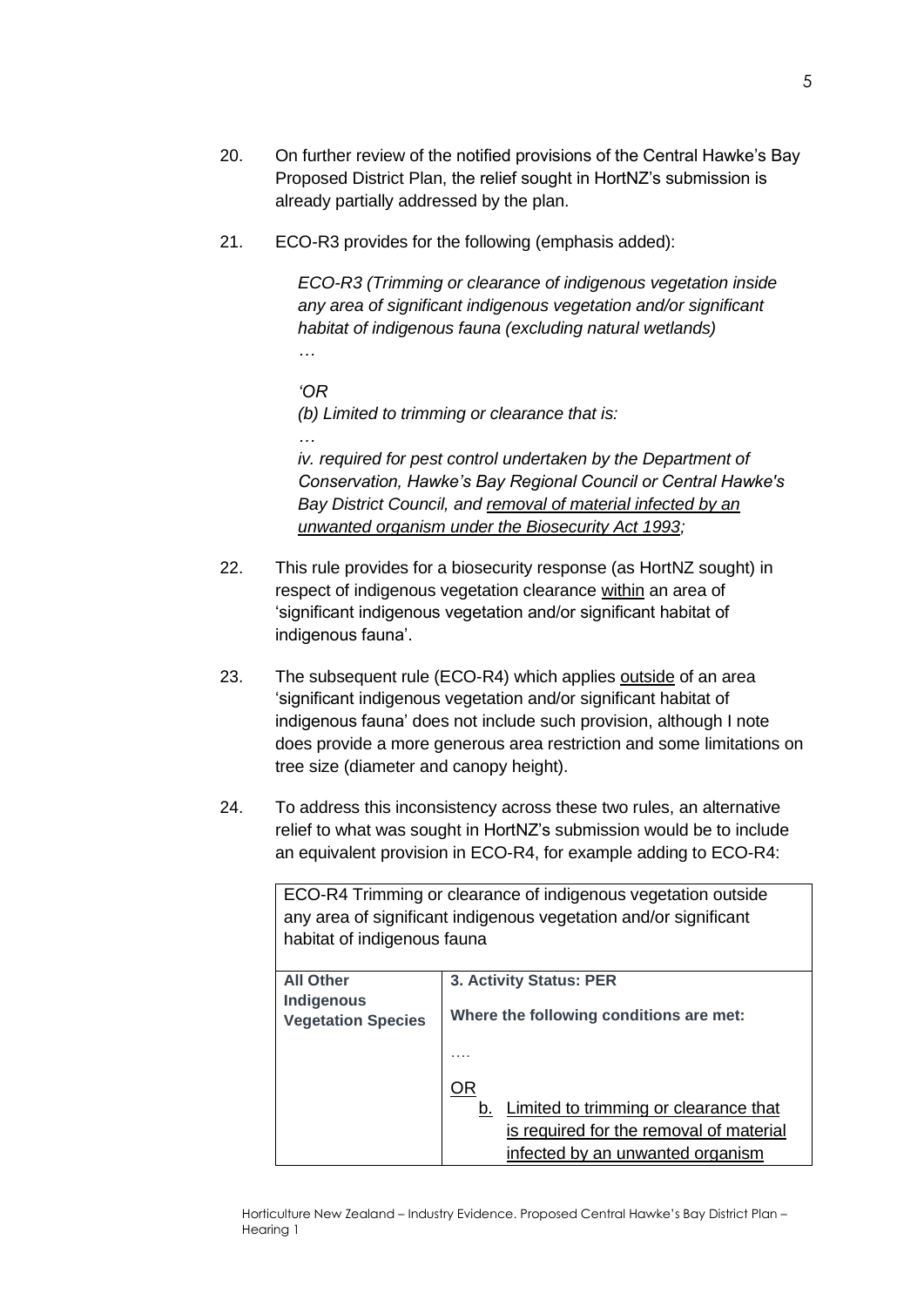20. On further review of the notified provisions of the Central Hawke's Bay Proposed District Plan, the relief sought in HortNZ's submission is already partially addressed by the plan.

21. ECO-R3 provides for the following (emphasis added):

    *ECO-R3 (Trimming or clearance of indigenous vegetation inside any area of significant indigenous vegetation and/or significant habitat of indigenous fauna (excluding natural wetlands)*
    *…*

    *'OR*
    *(b) Limited to trimming or clearance that is:*
    *…*
    *iv. required for pest control undertaken by the Department of Conservation, Hawke's Bay Regional Council or Central Hawke's Bay District Council, and <u>removal of material infected by an unwanted organism under the Biosecurity Act 1993</u>;*

22. This rule provides for a biosecurity response (as HortNZ sought) in respect of indigenous vegetation clearance <u>within</u> an area of 'significant indigenous vegetation and/or significant habitat of indigenous fauna'.

23. The subsequent rule (ECO-R4) which applies <u>outside</u> of an area 'significant indigenous vegetation and/or significant habitat of indigenous fauna' does not include such provision, although I note does provide a more generous area restriction and some limitations on tree size (diameter and canopy height).

24. To address this inconsistency across these two rules, an alternative relief to what was sought in HortNZ's submission would be to include an equivalent provision in ECO-R4, for example adding to ECO-R4:

| ECO-R4 Trimming or clearance of indigenous vegetation outside any area of significant indigenous vegetation and/or significant habitat of indigenous fauna | |
|---|---|
| **All Other Indigenous Vegetation Species** | **3. Activity Status: PER**<br><br>**Where the following conditions are met:**<br><br>….<br><br><u>OR</u><br><u>b. Limited to trimming or clearance that is required for the removal of material infected by an unwanted organism</u> |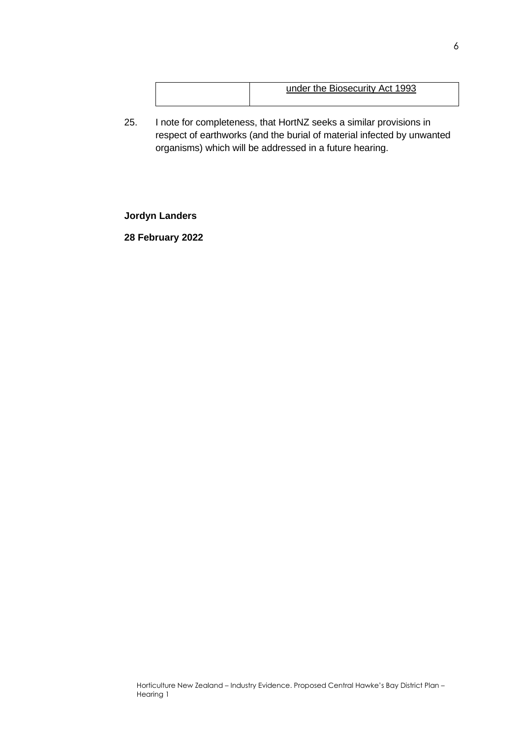| | |
|---|---|
| | <u>under the Biosecurity Act 1993</u> |

25. I note for completeness, that HortNZ seeks a similar provisions in respect of earthworks (and the burial of material infected by unwanted organisms) which will be addressed in a future hearing.

**Jordyn Landers**

**28 February 2022**